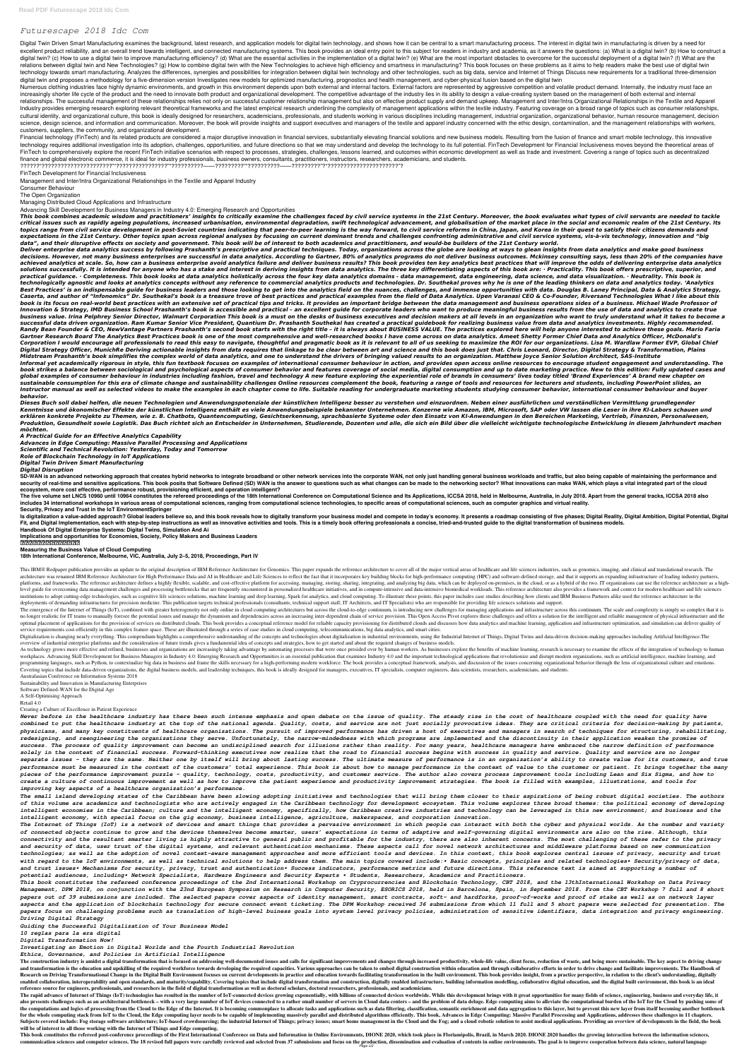# Futurescape 2018 Idc Com

Digital Twin Driven Smart Manufacturing examines the background, latest research, and application models for digital twin technology, and shows how it can be central to a smart manufacturing process. The interest in digital twin in manufacturing is driven by a need for excellent product reliability, and an overall trend towards intelligent, and connected manufacturing systems. This book provides an ideal entry point to this subject for readers in industry and academia, as it answers the questions: (a) What is a digital twin? (b) How to construct a digital twin? (c) How to use a digital twin to improve manufacturing efficiency? (d) What are the essential activities in the implementation of a digital twin? (e) What are the most important obstacles to overcome for the successful deployment of a digital twin? (f) What are the relations between digital twin and New Technologies? (g) How to combine digital twin with the New Technologies to achieve high efficiency and smartness in manufacturing? This book focuses on these problems as it aims to help readers make the best use of digital twin technology towards smart manufacturing. Analyzes the differences, synergies and possibilities for integration between digital twin technology and other technologies, such as big data, service and Internet of Things Discuss new requirements for a traditional three-dimension digital twin and proposes a methodology for a five-dimension version Investigates new models for optimized manufacturing, prognostics and health management, and cyber-physical fusion based on the digital twin

Numerous clothing industries face highly dynamic environments, and growth in this environment depends upon both external and internal factors. External factors are represented by aggressive competition and volatile product demand. Internally, the industry must face an increasingly shorter life cycle of the product and the need to innovate both product and organizational development. The competitive advantage of the industry lies in its ability to design a value-creating system based on the management of both external and internal relationships. The successful management of these relationships relies not only on successful customer relationship management but also on effective product supply and demand upkeep. Management and Inter/Intra Organizational Relationships in the Textile and Apparel Industry provides emerging research exploring relevant theoretical frameworks and the latest empirical research underlining the complexity of management applications within the textile industry. Featuring coverage on a broad range of topics such as consumer relationships, cultural identity, and organizational culture, this book is ideally designed for researchers, academicians, professionals, and students working in various disciplines including management, industrial organization, human resource management, decision science, design science, and information and communication. Moreover, the book will provide insights and support executives and managers of the textile and apparel industry concerned with the ethic design, contamination, and the management relationships with workers, customers, suppliers, the community, and organizational development.

Financial technology (FinTech) and its related products are considered a major disruptive innovation in financial services, substantially elevating financial solutions and new business models. Resulting from the fusion of finance and smart mobile technology, this innovative technology requires additional investigation into its adoption, challenges, opportunities, and future directions so that we may understand and develop the technology to its full potential. FinTech Development for Financial Inclusiveness moves beyond the theoretical areas of FinTech to comprehensively explore the recent FinTech initiative scenarios with respect to processes, strategies, challenges, lessons learned, and outcomes within economic development as well as trade and investment. Covering a range of topics such as decentralized finance and global electronic commerce, it is ideal for industry professionals, business owners, consultants, practitioners, instructors, researchers, academicians, and students.

??????"??????????????????????"???????????????"??????????——?????????"??????????——?????????"?????????????????????"?

FinTech Development for Financial Inclusiveness

Management and Inter/Intra Organizational Relationships in the Textile and Apparel Industry

Consumer Behaviour

The Open Organization

Managing Distributed Cloud Applications and Infrastructure

Advancing Skill Development for Business Managers in Industry 4.0: Emerging Research and Opportunities

***This book combines academic wisdom and practitioners' insights to critically examine the challenges faced by civil service systems in the 21st Century. Moreover, the book evaluates what types of civil servants are needed to tackle critical issues such as rapidly ageing populations, increased urbanisation, environmental degradation, swift technological advancement, and globalisation of the market place in the social and economic realm of the 21st Century. Its topics range from civil service development in post-Soviet countries indicating that peer-to-peer learning is the way forward, to civil service reforms in China, Japan, and Korea in their quest to satisfy their citizens demands and expectations in the 21st Century. Other topics span across regional analyses by focusing on current dominant trends and challenges confronting administrative and civil service systems, vis-à-vis technology, innovation and "big data", and their disruptive effects on society and government. This book will be of interest to both academics and practitioners, and would-be builders of the 21st Century world.***

***Deliver enterprise data analytics success by following Prashanth's prescriptive and practical techniques. Today, organizations across the globe are looking at ways to glean insights from data analytics and make good business decisions. However, not many business enterprises are successful in data analytics. According to Gartner, 80% of analytics programs do not deliver business outcomes. Mckinsey consulting says, less than 20% of the companies have achieved analytics at scale. So, how can a business enterprise avoid analytics failure and deliver business results? This book provides ten key analytics best practices that will improve the odds of delivering enterprise data analytics solutions successfully. It is intended for anyone who has a stake and interest in deriving insights from data analytics. The three key differentiating aspects of this book are: · Practicality. This book offers prescriptive, superior, and practical guidance. · Completeness. This book looks at data analytics holistically across the four key data analytics domains - data management, data engineering, data science, and data visualization. · Neutrality. This book is technologically agnostic and looks at analytics concepts without any reference to commercial analytics products and technologies. Dr. Southekal proves why he is one of the leading thinkers on data and analytics today. 'Analytics Best Practices' is an indispensable guide for business leaders and those looking to get into the analytics field on the nuances, challenges, and immense opportunities with data. Douglas B. Laney Principal, Data & Analytics Strategy, Caserta, and author of "Infonomics" Dr. Southekal's book is a treasure trove of best practices and practical examples from the field of Data Analytics. Upen Varanasi CEO & Co-Founder, Riversand Technologies What I like about this book is its focus on real-world best practices with an extensive set of practical tips and tricks. It provides an important bridge between the data management and business operations sides of a business. Michael Wade Professor of Innovation & Strategy, IMD Business School Prashanth's book is accessible and practical – an excellent guide for corporate leaders who want to produce meaningful business results from the use of data and analytics to create true business value. Irina Pelphrey Senior Director, Walmart Corporation This book is a must on the desks of business executives and decision makers at all levels in an organization who want to truly understand what it takes to become a successful data driven organization. Ram Kumar Senior Vice President, Quantium Dr. Prashanth Southekal has created a practical guidebook for realizing business value from data and analytics investments. Highly recommended. Randy Bean Founder & CEO, NewVantage Partners Prashanth's second book starts with the right title – it is always about BUSINESS VALUE. The practices explored here will help anyone interested to achieve these goals. Mario Faria Gartner Research Board The Analytics Best Practices book is one of the most comprehensive and well-researched books I have come across on data analytics. Ameet Shetty Former Chief Data and Analytics Officer, McDonald's Corporation I would encourage all professionals to read this easy to navigate, thoughtful and pragmatic book as it is relevant to all of us seeking to maximize the ROI for our organizations. Lisa M. Wardlaw Former EVP, Global Chief Digital Strategy Officer, MunichRe Deriving actionable insights from data requires that linkage to be clear between art and science and this book does just that. Chris Leonard, Director, Digital Strategy & Transformation, Plains Midstream Prashanth's book simplifies the complex world of data analytics, and one to understand the drivers of bringing valued results to an organization. Matthew Joyce Senior Solution Architect, SAS-Institute***

***Informal yet academically rigorous in style, this fun textbook focuses on examples of international consumer behaviour in action, and provides open access online resources to encourage student engagement and understanding. The book strikes a balance between sociological and psychological aspects of consumer behavior and features coverage of social media, digital consumption and up to date marketing practice. New to this edition: Fully updated cases and global examples of consumer behaviour in industries including fashion, travel and technology A new feature exploring the experiential role of brands in consumers' lives today titled 'Brand Experiences' A brand new chapter on sustainable consumption for this era of climate change and sustainability challenges Online resources complement the book, featuring a range of tools and resources for lecturers and students, including PowerPoint slides, an Instructor manual as well as selected videos to make the examples in each chapter come to life. Suitable reading for undergraduate marketing students studying consumer behavior, international consumer behaviour and buyer behavior.***

***Dieses Buch soll dabei helfen, die neuen Technologien und Anwendungspotenziale der künstlichen Intelligenz besser zu verstehen und einzuordnen. Neben einer ausführlichen und verständlichen Vermittlung grundlegender Kenntnisse und ökonomischer Effekte der künstlichen Intelligenz enthält es viele Anwendungsbeispiele bekannter Unternehmen. Konzerne wie Amazon, IBM, Microsoft, SAP oder VW lassen die Leser in ihre KI-Labors schauen und erklären konkrete Projekte zu Themen, wie z. B. Chatbots, Quantencomputing, Gesichtserkennung, sprachbasierte Systeme oder den Einsatz von KI-Anwendungen in den Bereichen Marketing, Vertrieb, Finanzen, Personalwesen, Produktion, Gesundheit sowie Logistik. Das Buch richtet sich an Entscheider in Unternehmen, Studierende, Dozenten und alle, die sich ein Bild über die vielleicht wichtigste technologische Entwicklung in diesem Jahrhundert machen möchten.***

***A Practical Guide for an Effective Analytics Capability***

***Advances in Edge Computing: Massive Parallel Processing and Applications***

***Scientific and Technical Revolution: Yesterday, Today and Tomorrow***

***Role of Blockchain Technology in IoT Applications***

***Digital Twin Driven Smart Manufacturing***

***Digital Disruption***

**SD-WAN is an advanced networking approach that creates hybrid networks to integrate broadband or other network services into the corporate WAN, not only just handling general business workloads and traffic, but also being capable of maintaining the performance and security of real-time and sensitive applications. This book posits that Software Defined (SD) WAN is the answer to questions such as what changes can be made to the networking sector? What innovations can make WAN, which plays a vital integrated part of the cloud ecosystem, more cost effective, performance robust, provisioning efficient, and operation intelligent?**

**The five volume set LNCS 10960 until 10964 constitutes the refereed proceedings of the 18th International Conference on Computational Science and Its Applications, ICCSA 2018, held in Melbourne, Australia, in July 2018. Apart from the general tracks, ICCSA 2018 also includes 34 international workshops in various areas of computational sciences, ranging from computational science technologies, to specific areas of computational sciences, such as computer graphics and virtual reality.**

**Security, Privacy and Trust in the IoT EnvironmentSpringer**

**Is digitalization a value-added approach? Global leaders believe so, and this book reveals how to digitally transform your business model and compete in today's economy. It presents a roadmap consisting of five phases; Digital Reality, Digital Ambition, Digital Potential, Digital Fit, and Digital Implementation, each with step-by-step instructions as well as innovative activities and tools. This is a timely book offering professionals a concise, tried-and-trusted guide to the digital transformation of business models.**

**Handbook Of Digital Enterprise Systems: Digital Twins, Simulation And Ai**

**Implications and opportunities for Economies, Society, Policy Makers and Business Leaders**

**??????????????**

**Measuring the Business Value of Cloud Computing**

**18th International Conference, Melbourne, VIC, Australia, July 2–5, 2018, Proceedings, Part IV**

This IBM® Redpaper publication provides an update to the original description of IBM Reference Architecture for Genomics. This paper expands the reference architecture to cover all of the major vertical areas of healthcare and life sciences industries, such as genomics, imaging, and clinical and translational research. The architecture was renamed IBM Reference Architecture for High Performance Data and AI in Healthcare and Life Sciences to reflect the fact that it incorporates key building blocks for high-performance computing (HPC) and software-defined storage, and that it supports an expanding infrastructure of leading industry partners, platforms, and frameworks. The reference architecture defines a highly flexible, scalable, and cost-effective platform for accessing, managing, storing, sharing, integrating, and analyzing big data, which can be deployed on-premises, in the cloud, or as a hybrid of the two. IT organizations can use the reference architecture as a high-level guide for overcoming data management challenges and processing bottlenecks that are frequently encountered in personalized healthcare initiatives, and in compute-intensive and data-intensive biomedical workloads. This reference architecture also provides a framework and context for modern healthcare and life sciences institutions to adopt cutting-edge technologies, such as cognitive life sciences solutions, machine learning and deep learning, Spark for analytics, and cloud computing. To illustrate these points, this paper includes case studies describing how clients and IBM Business Partners alike used the reference architecture in the deployments of demanding infrastructures for precision medicine. This publication targets technical professionals (consultants, technical support staff, IT Architects, and IT Specialists) who are responsible for providing life sciences solutions and support.

The emergence of the Internet of Things (IoT), combined with greater heterogeneity not only online in cloud computing architectures but across the cloud-to-edge continuum, is introducing new challenges for managing applications and infrastructure across this continuum. The scale and complexity is simply so complex that it is no longer realistic for IT teams to manually foresee the potential issues and manage the dynamism and dependencies across an increasing inter-dependent chain of service provision. This Open Access Pivot explores these challenges and offers a solution for the intelligent and reliable management of physical infrastructure and the optimal placement of applications for the provision of services on distributed clouds. This book provides a conceptual reference model for reliable capacity provisioning for distributed clouds and discusses how data analytics and machine learning, application and infrastructure optimization, and simulation can deliver quality of service requirements cost-efficiently in this complex feature space. These are illustrated through a series of case studies in cloud computing, telecommunications, big data analytics, and smart cities.

Digitalization is changing nearly everything. This compendium highlights a comprehensive understanding of the concepts and technologies about digitalization in industrial environments, using the Industrial Internet of Things, Digital Twins and data-driven decision-making approaches including Artificial Intelligence.The overview of industrial enterprise platforms and the consideration of future trends gives a fundamental idea of concepts and strategies, how to get started and about the required changes of business models.

As technology grows more effective and refined, businesses and organizations are increasingly taking advantage by automating processes that were once presided over by human workers. As businesses explore the benefits of machine learning, research is necessary to examine the effects of the integration of technology to human workplaces. Advancing Skill Development for Business Managers in Industry 4.0: Emerging Research and Opportunities is an essential publication that examines Industry 4.0 and the important technological applications that revolutionize and disrupt modern organizations, such as artificial intelligence, machine learning, and programming languages, such as Python, to contextualize big data in business and frame the skills necessary for a high-performing modern workforce. The book provides a conceptual framework, analysis, and discussion of the issues concerning organizational behavior through the lens of organizational culture and emotions. Covering topics that include data-driven organizations, the digital business models, and leadership techniques, this book is ideally designed for managers, executives, IT specialists, computer engineers, data scientists, researchers, academicians, and students.

Australasian Conference on Information Systems 2018

Sustainability and Innovation in Manufacturing Enterprises

Software Defined-WAN for the Digital Age

A Self-Optimising Approach

Retail 4.0

Creating a Culture of Excellence in Patient Experience

***Never before in the healthcare industry has there been such intense emphasis and open debate on the issue of quality. The steady rise in the cost of healthcare coupled with the need for quality have combined to put the healthcare industry at the top of the national agenda. Quality, costs, and service are not just socially provocative ideas. They are critical criteria for decision-making by patients, physicians, and many key constituents of healthcare organizations. The pursuit of improved performance has driven a host of executives and managers in search of techniques for structuring, rehabilitating, redesigning, and reengineering the organizations they serve. Unfortunately, the narrow-mindedness with which programs are implemented and the discontinuity in their application weaken the promise of success. The process of quality improvement can become an undisciplined search for illusions rather than reality. For many years, healthcare managers have embraced the narrow definition of performance solely in the context of financial success. Forward-thinking executives now realize that the road to financial success begins with success in quality and service. Quality and service are no longer separate issues – they are the same. Neither one by itself will bring about lasting success. The ultimate measure of performance is in an organization's ability to create value for its customers, and true performance must be measured in the context of the customers' total experience. This book is about how to manage performance in the context of value to the customer or patient. It brings together the many pieces of the performance improvement puzzle – quality, technology, costs, productivity, and customer service. The author also covers process improvement tools including Lean and Six Sigma, and how to create a culture of continuous improvement as well as how to improve the patient experience and productivity improvement strategies. The book is filled with examples, illustrations, and tools for improving key aspects of a healthcare organization's performance.***

***The small island developing states of the Caribbean have been slowing adopting initiatives and technologies that will bring them closer to their aspirations of being robust digital societies. The authors of this volume are academics and technologists who are actively engaged in the Caribbean technology for development ecosystem. This volume explores three broad themes: the political economy of developing intelligent economies in the Caribbean; culture and the intelligent economy, specifically, how Caribbean creative industries and technology can be leveraged in this new environment; and business and the intelligent economy, with special focus on the gig economy, business intelligence, agriculture, makerspaces, and corporation innovation.***

***The Internet of Things (IoT) is a network of devices and smart things that provides a pervasive environment in which people can interact with both the cyber and physical worlds. As the number and variety of connected objects continue to grow and the devices themselves become smarter, users' expectations in terms of adaptive and self-governing digital environments are also on the rise. Although, this connectivity and the resultant smarter living is highly attractive to general public and profitable for the industry, there are also inherent concerns. The most challenging of these refer to the privacy and security of data, user trust of the digital systems, and relevant authentication mechanisms. These aspects call for novel network architectures and middleware platforms based on new communication technologies; as well as the adoption of novel context-aware management approaches and more efficient tools and devices. In this context, this book explores central issues of privacy, security and trust with regard to the IoT environments, as well as technical solutions to help address them. The main topics covered include:• Basic concepts, principles and related technologies• Security/privacy of data, and trust issues• Mechanisms for security, privacy, trust and authentication• Success indicators, performance metrics and future directions. This reference text is aimed at supporting a number of potential audiences, including• Network Specialists, Hardware Engineers and Security Experts • Students, Researchers, Academics and Practitioners.***

***This book constitutes the refereed conference proceedings of the 2nd International Workshop on Cryprocurrencies and Blockchain Technology, CBT 2018, and the 13thInternational Workshop on Data Privacy Management, DPM 2018, on conjunction with the 23nd European Symposium on Research in Computer Security, ESORICS 2018, held in Barcelona, Spain, in September 2018. From the CBT Workshop 7 full and 8 short papers out of 39 submissions are included. The selected papers cover aspects of identity management, smart contracts, soft- and hardforks, proof-of-works and proof of stake as well as on network layer aspects and the application of blockchain technology for secure connect event ticketing. The DPM Workshop received 36 submissions from which 11 full and 5 short papers were selected for presentation. The papers focus on challenging problems such as translation of high-level buiness goals into system level privacy policies, administration of sensitive identifiers, data integration and privacy engineering.***

***Driving Digital Strategy***

***Guiding the Successful Digitalization of Your Business Model***

***10 reglas para la era digital***

***Digital Transformation Now!***

***Investigating an Emotion in Digital Worlds and the Fourth Industrial Revolution***

***Ethics, Governance, and Policies in Artificial Intelligence***

**The construction industry is amidst a digital transformation that is focused on addressing well-documented issues and calls for significant improvements and changes through increased productivity, whole-life value, client focus, reduction of waste, and being more sustainable. The key aspect to driving change and transformation is the education and upskilling of the required workforce towards developing the required capacities. Various approaches can be taken to embed digital construction within education and through collaborative efforts in order to drive change and facilitate improvements. The Handbook of Research on Driving Transformational Change in the Digital Built Environment focuses on current developments in practice and education towards facilitating transformation in the built environment. This book provides insight, from a practice perspective, in relation to the client's understanding, digitally enabled collaboration, interoperability and open standards, and maturity/capability. Covering topics that include digital transformation and construction, digitally enabled infrastructure, building information modelling, collaborative digital education, and the digital built environment, this book is an ideal reference source for engineers, professionals, and researchers in the field of digital transformation as well as doctoral scholars, doctoral researchers, professionals, and academicians.**

**The rapid advance of Internet of Things (IoT) technologies has resulted in the number of IoT-connected devices growing exponentially, with billions of connected devices worldwide. While this development brings with it great opportunities for many fields of science, engineering, business and everyday life, it also presents challenges such as an architectural bottleneck – with a very large number of IoT devices connected to a rather small number of servers in Cloud data centers – and the problem of data deluge. Edge computing aims to alleviate the computational burden of the IoT for the Cloud by pushing some of the computations and logics of processing from the Cloud to the Edge of the Internet. It is becoming commonplace to allocate tasks and applications such as data filtering, classification, semantic enrichment and data aggregation to this layer, but to prevent this new layer from itself becoming another bottleneck for the whole computing stack from IoT to the Cloud, the Edge computing layer needs to be capable of implementing massively parallel and distributed algorithms efficiently. This book, Advances in Edge Computing: Massive Parallel Processing and Applications, addresses these challenges in 11 chapters. Subjects covered include: Fog storage software architecture; IoT-based crowdsourcing; the industrial Internet of Things; privacy issues; smart home management in the Cloud and the Fog; and a cloud robotic solution to assist medical applications. Providing an overview of developments in the field, the book will be of interest to all those working with the Internet of Things and Edge computing.**

**This book constitutes the refereed post-conference proceedings of the First International Conference on Data and Information in Online Environments, DIONE 2020, which took place in Florianópolis, Brazil, in March 2020. DIONE 2020 handles the growing cooperation between the information sciences, communication sciences and computer sciences. The 18 revised full papers were carefully reviewed and selected from 37 submissions and focus on the production, dissemination and evaluation of contents in online environments. The goal is to improve cooperation between data science, natural language**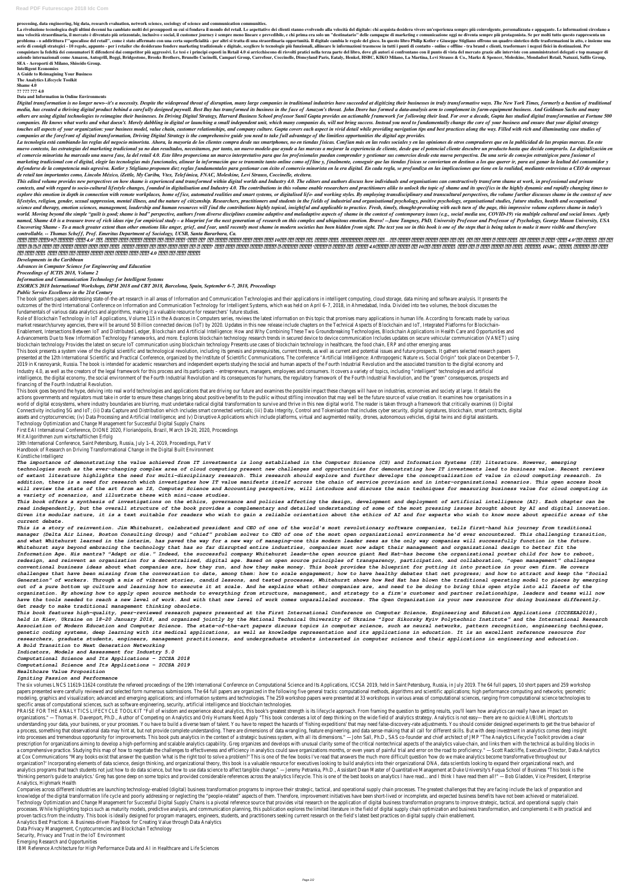processing, data engineering, big data, research evaluation, network science, sociology of science and communication communities.

La rivoluzione tecnologica degli ultimi decenni ha cambiato molti dei presupposti su cui si fondava il mondo del retail. Le aspettative dei clienti stanno evolvendo alla velocità del digitale: chi acquista desidera vivere un'esperienza sempre più coinvolgente, personalizzata e appagante. Le informazioni circolano a una velocità straordinaria, il mercato è diventato più orizzontale, inclusivo e social, il customer journey è sempre meno lineare e prevedibile, e chi prima era solo un "destinatario" delle campagne di marketing e comunicazione oggi ne diventa sempre più protagonista. Se per molti tutto questo rappresenta un problema - o addirittura l'"apocalisse del retail", come è stato affermato con una certa superficialità - per altri si tratta di una straordinaria opportunità. Il digitale cambia le regole del gioco. In questo libro Philip Kotler e Giuseppe Stigliano offrono un quadro sintetico delle trasformazioni in atto, e insieme una serie di consigli strategici - 10 regole, appunto - per i retailer che desiderano fondere marketing tradizionale e digitale, scegliere le tecnologie più funzionali, allineare le informazioni trasmesse in tutti i punti di contatto - online e offline - tra brand e clienti, trasformare i negozi fisici in destinazioni. Per conquistare la fedeltà dei consumatori! E difendersi dai competitor più aggressivi. Le tesi e i principi esposti in Retail 4.0 si arricchiscono di risvolti pratici nella terza parte del libro, dove gli autori si confrontano con il punto di vista del mercato grazie alle interviste con amministratori delegati e top manager di aziende internazionali come Amazon, Autogrill, Boggi, Bridgestone, Brooks Brothers, Brunello Cucinelli, Campari Group, Carrefour, Coccinelle, Disneyland Paris, Eataly, Henkel, HSBC, KIKO Milano, La Martina, Levi Strauss & Co., Marks & Spencer, Moleskine, Mondadori Retail, Natuzzi, Safilo Group, SEA - Aeroporti di Milano, Shiseido Group.

Intelligent Economies

A Guide to Reimagining Your Business

The Analytics Lifecycle Toolkit

Shame 4.0

?? ??? ??? 4.0

Data and Information in Online Environments

*Digital transformation is no longer news--it's a necessity. Despite the widespread threat of disruption, many large companies in traditional industries have succeeded at digitizing their businesses in truly transformative ways. The New York Times, formerly a bastion of traditional media, has created a thriving digital product behind a carefully designed paywall. Best Buy has transformed its business in the face of Amazon's threat. John Deere has formed a data-analysis arm to complement its farm-equipment business. And Goldman Sachs and many others are using digital technologies to reimagine their businesses. In Driving Digital Strategy, Harvard Business School professor Sunil Gupta provides an actionable framework for following their lead. For over a decade, Gupta has studied digital transformation at Fortune 500 companies. He knows what works and what doesn't. Merely dabbling in digital or launching a small independent unit, which many companies do, will not bring success. Instead you need to fundamentally change the core of your business and ensure that your digital strategy touches all aspects of your organization: your business model, value chain, customer relationships, and company culture. Gupta covers each aspect in vivid detail while providing navigation tips and best practices along the way. Filled with rich and illuminating case studies of companies at the forefront of digital transformation, Driving Digital Strategy is the comprehensive guide you need to take full advantage of the limitless opportunities the digital age provides.*

*La tecnología está cambiando las reglas del negocio minorista. Ahora, la mayoría de los clientes compra desde sus smartphones, no en tiendas físicas. Confían más en las redes sociales y en las opiniones de otros compradores que en la publicidad de las propias marcas. En este nuevo contexto, las estrategias del marketing tradicional ya no dan resultados, necesitamos, por tanto, un nuevo modelo que ayude a las marcas a mejorar la experiencia de cliente, desde que el potencial cliente descubre un producto hasta que decide comprarlo. La digitalización en el comercio minorista ha marcado una nueva fase, la del retail 4.0. Este libro proporciona un marco interpretativo para que los profesionales puedan comprender y gestionar sus comercios desde esta nueva perspectiva. Da una serie de consejos estratégicos para fusionar el marketing tradicional con el digital, elegir las tecnologías más funcionales, alinear la información que se transmite tanto online como off line y, finalmente, conseguir que las tiendas físicas se conviertan en destinos a los que querer ir, para así ganar la lealtad del consumidor y defenderse de la competencia más agresiva. Kotler y Stigliano proponen diez reglas fundamentales para gestionar con éxito el comercio minorista en la era digital. En cada regla, se profundiza en las implicaciones que tiene en la realidad, mediante entrevistas a CEO de empresas de retail tan importantes como, Lincoln México, iZettle, My Caribu, Vtex, Telefónica, FNAC, Moleskine, Levi Strauss, Coccinelle, etcétera.*

*This edited volume provides new perspectives on how shame is experienced and transformed within digital worlds and Industry 4.0. The editors and authors discuss how individuals and organisations can constructively transform shame at work, in professional and private contexts, and with regard to socio-cultural lifestyle changes, founded in digitalisation and Industry 4.0. The contributions in this volume enable researchers and practitioners alike to unlock the topic of shame and its specifics in the highly dynamic and rapidly changing times to explore this emotion in depth in connection with remote workplaces, home office, automated realities and smart systems, or digitalised life- and working styles. By employing transdisciplinary and transcultural perspectives, the volume further discusses shame in the context of new lifestyles, religion, gender, sexual suppression, mental illness, and the nature of citizenship. Researchers, practitioners and students in the fields of industrial and organisational psychology, positive psychology, organisational studies, future studies, health and occupational science and therapy, emotion sciences, management, leadership and human resources will find the contributions highly topical, insightful and applicable to practice. Fresh, timely, thought-provoking with each turn of the page, this impressive volume explores shame in today's world. Moving beyond the simple "guilt is good; shame is bad" perspective, authors from diverse disciplines examine adaptive and maladaptive aspects of shame in the context of contemporary issues (e.g., social media use, COVID-19) via multiple cultural and social lenses. Aptly named, Shame 4.0 is a treasure trove of rich ideas ripe for empirical study – a blueprint for the next generation of research on this complex and ubiquitous emotion. Bravo! --June Tangney, PhD, University Professor and Professor of Psychology, George Mason University, USA Uncovering Shame - To a much greater extent than other emotions like anger, grief, and fear, until recently most shame in modern societies has been hidden from sight. The text you see in this book is one of the steps that is being taken to make it more visible and therefore controllable. -- Thomas Scheff, Prof. Emeritus Department of Sociology, UCSB, Santa Bararbara, Ca.*

*Developments in the Caribbean*

*Advances in Computer Science for Engineering and Education*

*Proceedings of ICTIS 2018, Volume 2*

*Information and Communication Technology for Intelligent Systems*

*ESORICS 2018 International Workshops, DPM 2018 and CBT 2018, Barcelona, Spain, September 6-7, 2018, Proceedings*

*Public Service Excellence in the 21st Century*

The book gathers papers addressing state-of-the-art research in all areas of Information and Communication Technologies and their applications in intelligent computing, cloud storage, data mining and software analysis. It presents the outcomes of the third International Conference on Information and Communication Technology for Intelligent Systems, which was held on April 6–7, 2018, in Ahmedabad, India. Divided into two volumes, the book discusses the fundamentals of various data analytics and algorithms, making it a valuable resource for researchers' future studies.

Role of Blockchain Technology in IoT Applications, Volume 115 in the Advances in Computers series, reviews the latest information on this topic that promises many applications in human life. According to forecasts made by various market research/survey agencies, there will be around 50 Billion connected devices (IoT) by 2020. Updates in this new release include chapters on the Technical Aspects of Blockchain and IoT, Integrated Platforms for Blockchain-Enablement, Intersections Between IoT and Distributed Ledger, Blockchain and Artificial Intelligence: How and Why Combining These Two Groundbreaking Technologies, Blockchain Applications in Health Care and Opportunities and Advancements Due to New Information Technology Frameworks, and more. Explores blockchain technology research trends in secured device to device communication Includes updates on secure vehicular communication (VANET) using blockchain technology Provides the latest on secure IoT communication using blockchain technology Presents use cases of blockchain technology in healthcare, the food chain, ERP and other emerging areas

This book presents a system view of the global scientific and technological revolution, including its genesis and prerequisites, current trends, as well as current and potential issues and future prospects. It gathers selected research papers presented at the 12th International Scientific and Practical Conference, organized by the Institute of Scientific Communications. The conference "Artificial Intelligence: Anthropogenic Nature vs. Social Origin" took place on December 5–7, 2019 in Krasnoyarsk, Russia. The book is intended for academic researchers and independent experts studying the social and human aspects of the Fourth Industrial Revolution and the associated transition to the digital economy and Industry 4.0, as well as the creators of the legal framework for this process and its participants – entrepreneurs, managers, employees and consumers. It covers a variety of topics, including "intelligent" technologies and artificial intelligence, the digital economy, the social environment of the Fourth Industrial Revolution and its consequences for humans, the regulatory framework of the Fourth Industrial Revolution, and the "green" consequences, prospects and financing of the Fourth Industrial Revolution.

This book goes beyond the hype, delving into real world technologies and applications that are driving our future and examines the possible impact these changes will have on industries, economies and society at large. It details the actions governments and regulators must take in order to ensure these changes bring about positive benefits to the public without stifling innovation that may well be the future source of value creation. It examines how organisations in a world of digital ecosystems, where industry boundaries are blurring, must undertake radical digital transformation to survive and thrive in this new digital world. The reader is taken through a framework that critically examines (i) Digital Connectivity including 5G and IoT; (ii) Data Capture and Distribution which includes smart connected verticals; (iii) Data Integrity, Control and Tokenisation that includes cyber security, digital signatures, blockchain, smart contracts, digital assets and cryptocurrencies; (iv) Data Processing and Artificial Intelligence; and (v) Disruptive Applications which include platforms, virtual and augmented reality, drones, autonomous vehicles, digital twins and digital assistants.

Technology Optimization and Change Management for Successful Digital Supply Chains

First EAI International Conference, DIONE 2020, Florianópolis, Brazil, March 19-20, 2020, Proceedings

Mit Algorithmen zum wirtschaftlichen Erfolg

19th International Conference, Saint Petersburg, Russia, July 1–4, 2019, Proceedings, Part V

Handbook of Research on Driving Transformational Change in the Digital Built Environment

Künstliche Intelligenz

***The importance of demonstrating the value achieved from IT investments is long established in the Computer Science (CS) and Information Systems (IS) literature. However, emerging technologies such as the ever-changing complex area of cloud computing present new challenges and opportunities for demonstrating how IT investments lead to business value. Recent reviews of extant literature highlights the need for multi-disciplinary research. This research should explore and further develops the conceptualization of value in cloud computing research. In addition, there is a need for research which investigates how IT value manifests itself across the chain of service provision and in inter-organizational scenarios. This open access book will review the state of the art from an IS, Computer Science and Accounting perspective, will introduce and discuss the main techniques for measuring business value for cloud computing in a variety of scenarios, and illustrate these with mini-case studies.***

***This book offers a synthesis of investigations on the ethics, governance and policies affecting the design, development and deployment of artificial intelligence (AI). Each chapter can be read independently, but the overall structure of the book provides a complementary and detailed understanding of some of the most pressing issues brought about by AI and digital innovation. Given its modular nature, it is a text suitable for readers who wish to gain a reliable orientation about the ethics of AI and for experts who wish to know more about specific areas of the current debate.***

***This is a story of reinvention. Jim Whitehurst, celebrated president and CEO of one of the world's most revolutionary software companies, tells first-hand his journey from traditional manager (Delta Air Lines, Boston Consulting Group) and "chief" problem solver to CEO of one of the most open organizational environments he'd ever encountered. This challenging transition, and what Whitehurst learned in the interim, has paved the way for a new way of managing—one this modern leader sees as the only way companies will successfully function in the future. Whitehurst says beyond embracing the technology that has so far disrupted entire industries, companies must now adapt their management and organizational design to better fit the Information Age. His mantra? "Adapt or die." Indeed, the successful company Whitehurst leads—the open source giant Red Hat—has become the organizational poster child for how to reboot, redesign, and reinvent an organization for a decentralized, digital age. Based on open source principles of transparency, participation, and collaboration, "open management" challenges conventional business ideas about what companies are, how they run, and how they make money. This book provides the blueprint for putting it into practice in your own firm. He covers challenges that have been missing from the conversation to date, among them: how to scale engagement; how to have healthy debates that net progress; and how to attract and keep the "Social Generation" of workers. Through a mix of vibrant stories, candid lessons, and tested processes, Whitehurst shows how Red Hat has blown the traditional operating model to pieces by emerging out of a pure bottom up culture and learning how to execute it at scale. And he explains what other companies are, and need to be doing to bring this open style into all facets of the organization. By showing how to apply open source methods to everything from structure, management, and strategy to a firm's customer and partner relationships, leaders and teams will now have the tools needed to reach a new level of work. And with that new level of work comes unparalleled success. The Open Organization is your new resource for doing business differently. Get ready to make traditional management thinking obsolete.***

***This book features high-quality, peer-reviewed research papers presented at the First International Conference on Computer Science, Engineering and Education Applications (ICCSEEA2018), held in Kiev, Ukraine on 18-20 January 2018, and organized jointly by the National Technical University of Ukraine "Igor Sikorsky Kyiv Polytechnic Institute" and the International Research Association of Modern Education and Computer Science. The state-of-the-art papers discuss topics in computer science, such as neural networks, pattern recognition, engineering techniques, genetic coding systems, deep learning with its medical applications, as well as knowledge representation and its applications in education. It is an excellent reference resource for researchers, graduate students, engineers, management practitioners, and undergraduate students interested in computer science and their applications in engineering and education.***

***A Bold Transition to Next Generation Networking***

***Indicators, Models and Assessment for Industry 5.0***

***Computational Science and Its Applications – ICCSA 2018***

***Computational Science and Its Applications – ICCSA 2019***

***Healthcare Value Proposition***

***Igniting Passion and Performance***

The six volumes LNCS 11619-11624 constitute the refereed proceedings of the 19th International Conference on Computational Science and Its Applications, ICCSA 2019, held in Saint Petersburg, Russia, in July 2019. The 64 full papers, 10 short papers and 259 workshop papers presented were carefully reviewed and selected form numerous submissions. The 64 full papers are organized in the following five general tracks: computational methods, algorithms and scientific applications; high performance computing and networks; geometric modeling, graphics and visualization; advanced and emerging applications; and information systems and technologies. The 259 workshop papers were presented at 33 workshops in various areas of computational sciences, ranging from computational science technologies to specific areas of computational sciences, such as software engineering, security, artificial intelligence and blockchain technologies.

PRAISE FOR THE ANALYTICS LIFECYCLE TOOLKIT "Full of wisdom and experience about analytics, this book's greatest strength is its lifecycle approach. From framing the question to getting results, you'll learn how analytics can really have an impact on organizations." —Thomas H. Davenport, Ph.D., Author of Competing on Analytics and Only Humans Need Apply "This book condenses a lot of deep thinking on the wide field of analytics strategy. Analytics is not easy—there are no quickie AI/BI/ML shortcuts to understanding your data, your business, or your processes. You have to build a diverse team of talent. You have to respect the hazards of 'fishing expeditions' that may need false-discovery-rate adjustments. You should consider designed experiments to get the true behavior of a process, something that observational data may hint at, but not provide complete understanding. There are dimensions of data wrangling, feature engineering, and data sense-making that all call for different skills. But with deep investment in analytics comes deep insight into processes and tremendous opportunity for improvements. This book puts analytics in the context of a strategic business system, with all its dimensions." —John Sall, Ph.D., SAS co-founder and chief architect of JMP "The Analytics Lifecycle Toolkit provides a clear prescription for organizations aiming to develop a high-performing and scalable analytics capability. Greg organizes and develops with unusual clarity some of the critical nontechnical aspects of the analytics value-chain, and links them with the technical as building blocks in a comprehensive practice. Studying this map of how to negotiate the challenges to effectiveness and efficiency in analytics could save organizations months, or even years of painful trial and error on the road to proficiency." —Scott Radcliffe, Executive Director, Data Analytics at Cox Communications "Many books exist that answer the question 'what is the right tool to solve a problem?' This is one of the few books I've read that answers the much more difficult question 'how do we make analytics become transformative throughout our organization?' Incorporating elements of data science, design thinking, and organizational theory, this book is a valuable resource for executives looking to build analytics into their organizational DNA, data scientists looking to expand their organizational reach, and analytics programs that teach students not just how to do data science, but how to use data science to affect tangible change." —Jeremy Petranka, Ph.D., Assistant Dean Master of Quantitative Management at Duke University's Fuqua School of Business "This book is the 'thinking person's guide to analytics.' Greg has gone deep on some topics and provided considerable references across the analytics lifecycle. This is one of the best books on analytics I have read... and I think I have read them all!" —Bob Gladden, Vice President, Enterprise Analytics, Highmark Health

Companies across different industries are launching technology-enabled (digital) business transformation programs to improve their strategic, tactical, and operational supply chain processes. The greatest challenges that they are facing include the lack of preparation and knowledge of the digital transformation life cycle and poorly addressing or neglecting the "people-related" aspects of them. Therefore, improvement initiatives have been short-lived or incomplete, and expected business benefits have not been achieved or materialized. Technology Optimization and Change Management for Successful Digital Supply Chains is a pivotal reference source that provides vital research on the application of digital business transformation programs to improve strategic, tactical, and operational supply chain processes. While highlighting topics such as maturity models, predictive analysis, and communication planning, this publication explores the limited literature in the field of digital supply chain optimization and business transformation, and complements it with practical and proven tactics from the industry. This book is ideally designed for program managers, engineers, students, and practitioners seeking current research on the field's latest best practices on digital supply chain enablement.

Analytics Best Practices: A Business-driven Playbook for Creating Value Through Data Analytics

Data Privacy Management, Cryptocurrencies and Blockchain Technology

Security, Privacy and Trust in the IoT Environment

Emerging Research and Opportunities

IBM Reference Architecture for High Performance Data and AI in Healthcare and Life Sciences